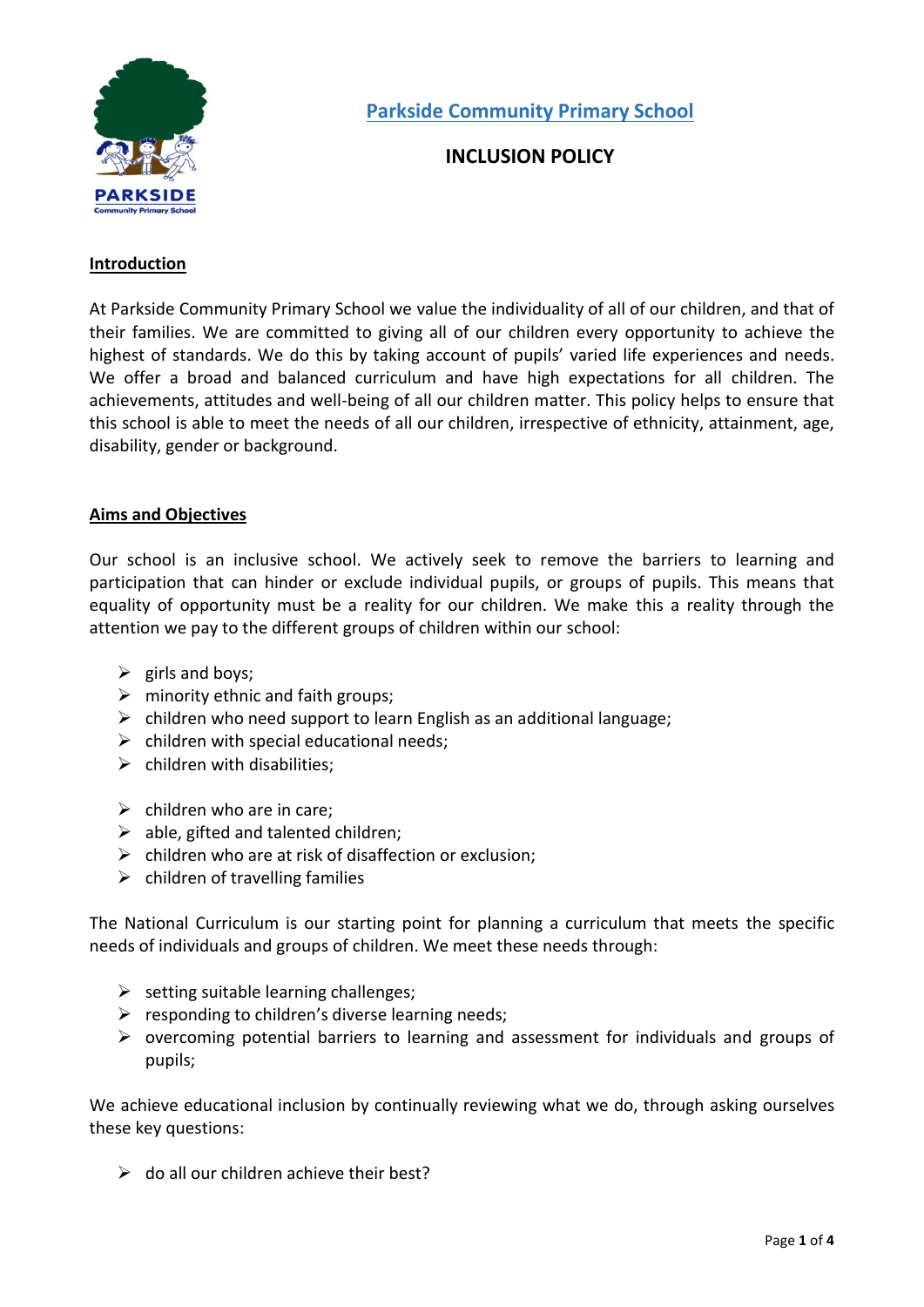# Parkside Community Primary School

## INCLUSION POLICY

### Introduction

At Parkside Community Primary School we value the individuality of all of our children, and that of their families. We are committed to giving all of our children every opportunity to achieve the highest of standards. We do this by taking account of pupils' varied life experiences and needs. We offer a broad and balanced curriculum and have high expectations for all children. The achievements, attitudes and well-being of all our children matter. This policy helps to ensure that this school is able to meet the needs of all our children, irrespective of ethnicity, attainment, age, disability, gender or background.

### Aims and Objectives

Our school is an inclusive school. We actively seek to remove the barriers to learning and participation that can hinder or exclude individual pupils, or groups of pupils. This means that equality of opportunity must be a reality for our children. We make this a reality through the attention we pay to the different groups of children within our school:

- girls and boys;
- minority ethnic and faith groups;
- children who need support to learn English as an additional language;
- children with special educational needs;
- children with disabilities;
- children who are in care;
- able, gifted and talented children;
- children who are at risk of disaffection or exclusion;
- children of travelling families

The National Curriculum is our starting point for planning a curriculum that meets the specific needs of individuals and groups of children. We meet these needs through:

- setting suitable learning challenges;
- responding to children's diverse learning needs;
- overcoming potential barriers to learning and assessment for individuals and groups of pupils;

We achieve educational inclusion by continually reviewing what we do, through asking ourselves these key questions:

- do all our children achieve their best?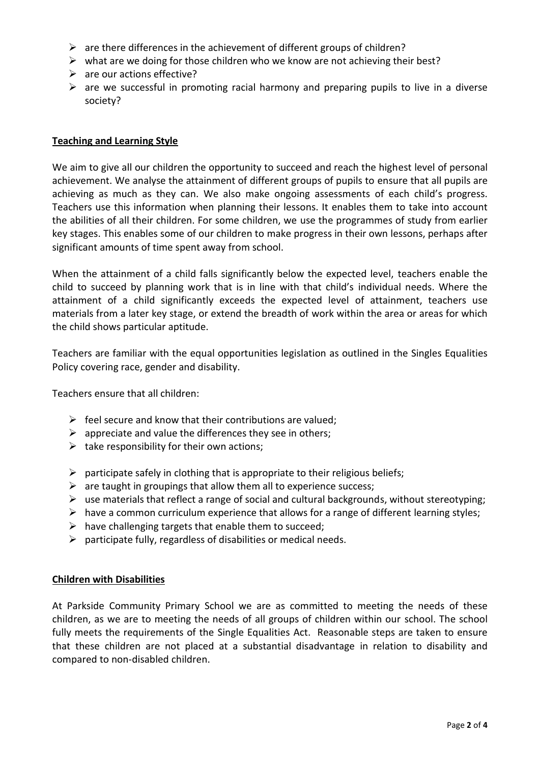- are there differences in the achievement of different groups of children?
- what are we doing for those children who we know are not achieving their best?
- are our actions effective?
- are we successful in promoting racial harmony and preparing pupils to live in a diverse society?

## Teaching and Learning Style

We aim to give all our children the opportunity to succeed and reach the highest level of personal achievement. We analyse the attainment of different groups of pupils to ensure that all pupils are achieving as much as they can. We also make ongoing assessments of each child's progress. Teachers use this information when planning their lessons. It enables them to take into account the abilities of all their children. For some children, we use the programmes of study from earlier key stages. This enables some of our children to make progress in their own lessons, perhaps after significant amounts of time spent away from school.

When the attainment of a child falls significantly below the expected level, teachers enable the child to succeed by planning work that is in line with that child's individual needs. Where the attainment of a child significantly exceeds the expected level of attainment, teachers use materials from a later key stage, or extend the breadth of work within the area or areas for which the child shows particular aptitude.

Teachers are familiar with the equal opportunities legislation as outlined in the Singles Equalities Policy covering race, gender and disability.

Teachers ensure that all children:

- feel secure and know that their contributions are valued;
- appreciate and value the differences they see in others;
- take responsibility for their own actions;
- participate safely in clothing that is appropriate to their religious beliefs;
- are taught in groupings that allow them all to experience success;
- use materials that reflect a range of social and cultural backgrounds, without stereotyping;
- have a common curriculum experience that allows for a range of different learning styles;
- have challenging targets that enable them to succeed;
- participate fully, regardless of disabilities or medical needs.

## Children with Disabilities

At Parkside Community Primary School we are as committed to meeting the needs of these children, as we are to meeting the needs of all groups of children within our school. The school fully meets the requirements of the Single Equalities Act. Reasonable steps are taken to ensure that these children are not placed at a substantial disadvantage in relation to disability and compared to non-disabled children.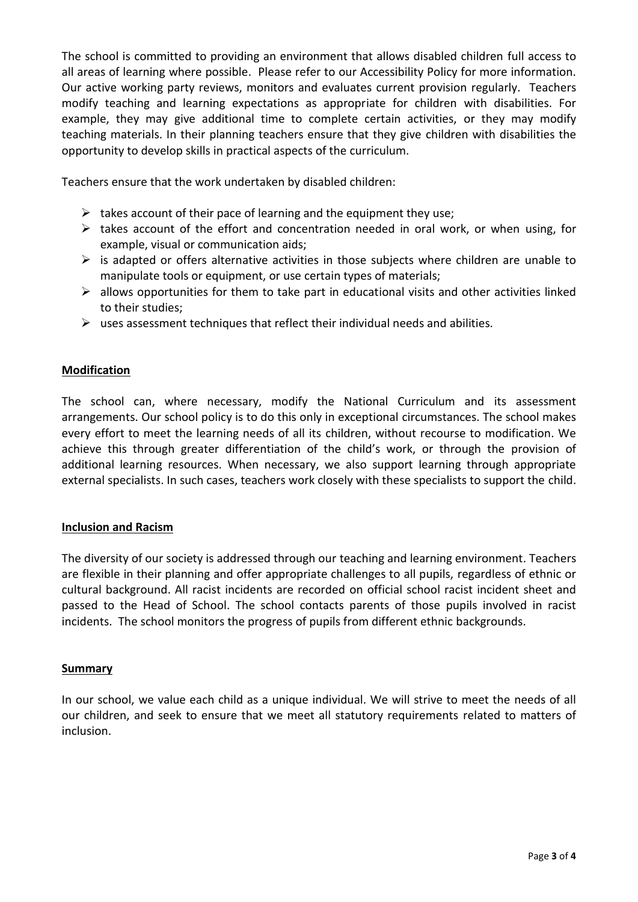The school is committed to providing an environment that allows disabled children full access to all areas of learning where possible. Please refer to our Accessibility Policy for more information. Our active working party reviews, monitors and evaluates current provision regularly. Teachers modify teaching and learning expectations as appropriate for children with disabilities. For example, they may give additional time to complete certain activities, or they may modify teaching materials. In their planning teachers ensure that they give children with disabilities the opportunity to develop skills in practical aspects of the curriculum.

Teachers ensure that the work undertaken by disabled children:

- takes account of their pace of learning and the equipment they use;
- takes account of the effort and concentration needed in oral work, or when using, for example, visual or communication aids;
- is adapted or offers alternative activities in those subjects where children are unable to manipulate tools or equipment, or use certain types of materials;
- allows opportunities for them to take part in educational visits and other activities linked to their studies;
- uses assessment techniques that reflect their individual needs and abilities.

## Modification

The school can, where necessary, modify the National Curriculum and its assessment arrangements. Our school policy is to do this only in exceptional circumstances. The school makes every effort to meet the learning needs of all its children, without recourse to modification. We achieve this through greater differentiation of the child's work, or through the provision of additional learning resources. When necessary, we also support learning through appropriate external specialists. In such cases, teachers work closely with these specialists to support the child.

## Inclusion and Racism

The diversity of our society is addressed through our teaching and learning environment. Teachers are flexible in their planning and offer appropriate challenges to all pupils, regardless of ethnic or cultural background. All racist incidents are recorded on official school racist incident sheet and passed to the Head of School. The school contacts parents of those pupils involved in racist incidents. The school monitors the progress of pupils from different ethnic backgrounds.

## Summary

In our school, we value each child as a unique individual. We will strive to meet the needs of all our children, and seek to ensure that we meet all statutory requirements related to matters of inclusion.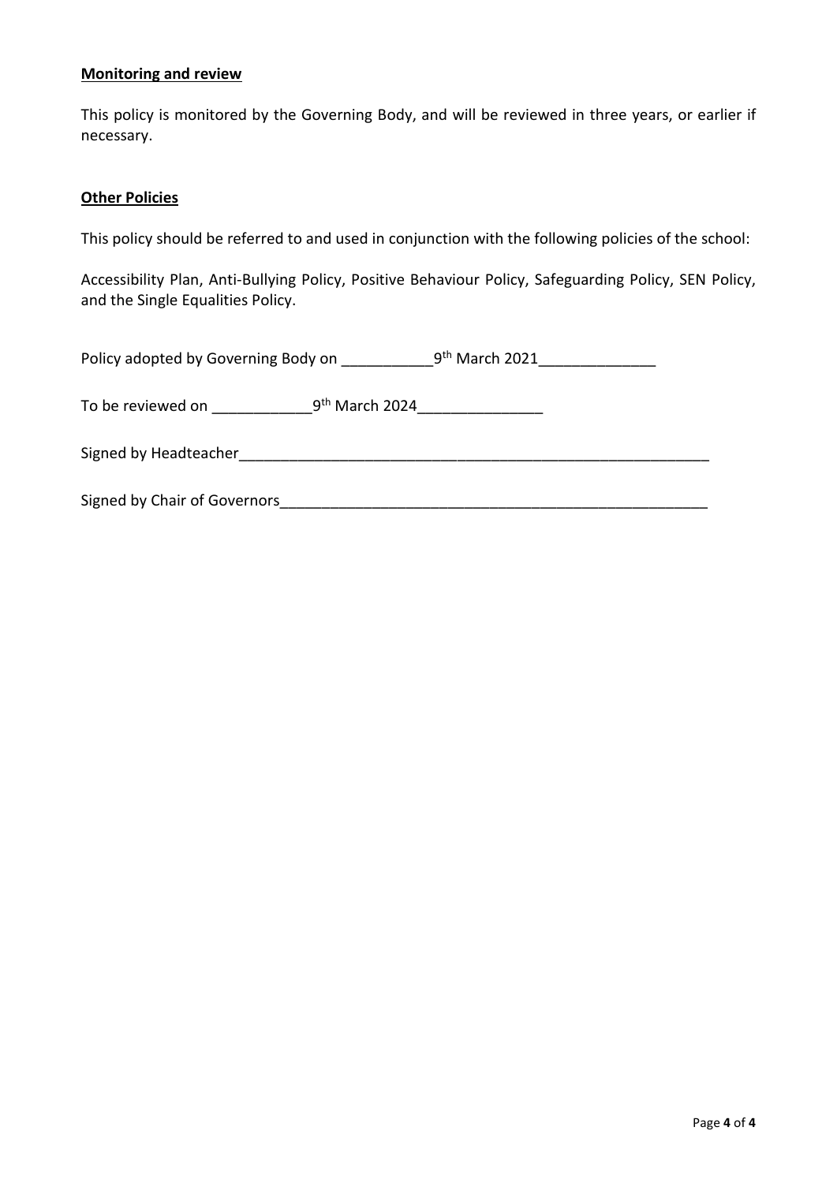**Monitoring and review**

This policy is monitored by the Governing Body, and will be reviewed in three years, or earlier if necessary.

**Other Policies**

This policy should be referred to and used in conjunction with the following policies of the school:

Accessibility Plan, Anti-Bullying Policy, Positive Behaviour Policy, Safeguarding Policy, SEN Policy, and the Single Equalities Policy.

Policy adopted by Governing Body on ___________9th March 2021______________

To be reviewed on ____________9th March 2024_______________

Signed by Headteacher___________________________________________________________

Signed by Chair of Governors_____________________________________________________